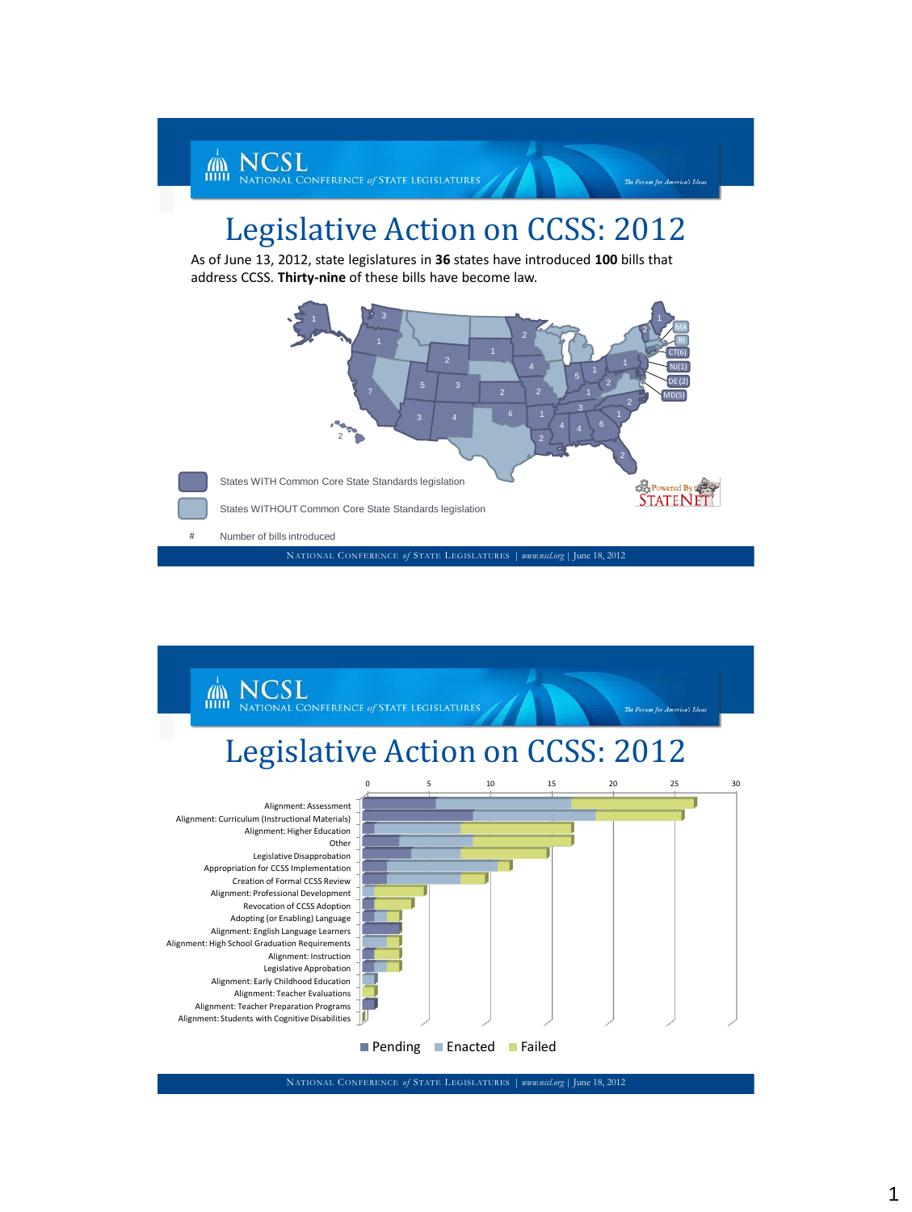# Legislative Action on CCSS: 2012

As of June 13, 2012, state legislatures in **36** states have introduced **100** bills that address CCSS. **Thirty-nine** of these bills have become law.

States WITH Common Core State Standards legislation

States WITHOUT Common Core State Standards legislation

# Number of bills introduced

Powered By STATENET

NATIONAL CONFERENCE *of* STATE LEGISLATURES | *www.ncsl.org* | June 18, 2012

# Legislative Action on CCSS: 2012

- Alignment: Assessment
- Alignment: Curriculum (Instructional Materials)
- Alignment: Higher Education
- Other
- Legislative Disapprobation
- Appropriation for CCSS Implementation
- Creation of Formal CCSS Review
- Alignment: Professional Development
- Revocation of CCSS Adoption
- Adopting (or Enabling) Language
- Alignment: English Language Learners
- Alignment: High School Graduation Requirements
- Alignment: Instruction
- Legislative Approbation
- Alignment: Early Childhood Education
- Alignment: Teacher Evaluations
- Alignment: Teacher Preparation Programs
- Alignment: Students with Cognitive Disabilities

Pending | Enacted | Failed

NATIONAL CONFERENCE *of* STATE LEGISLATURES | *www.ncsl.org* | June 18, 2012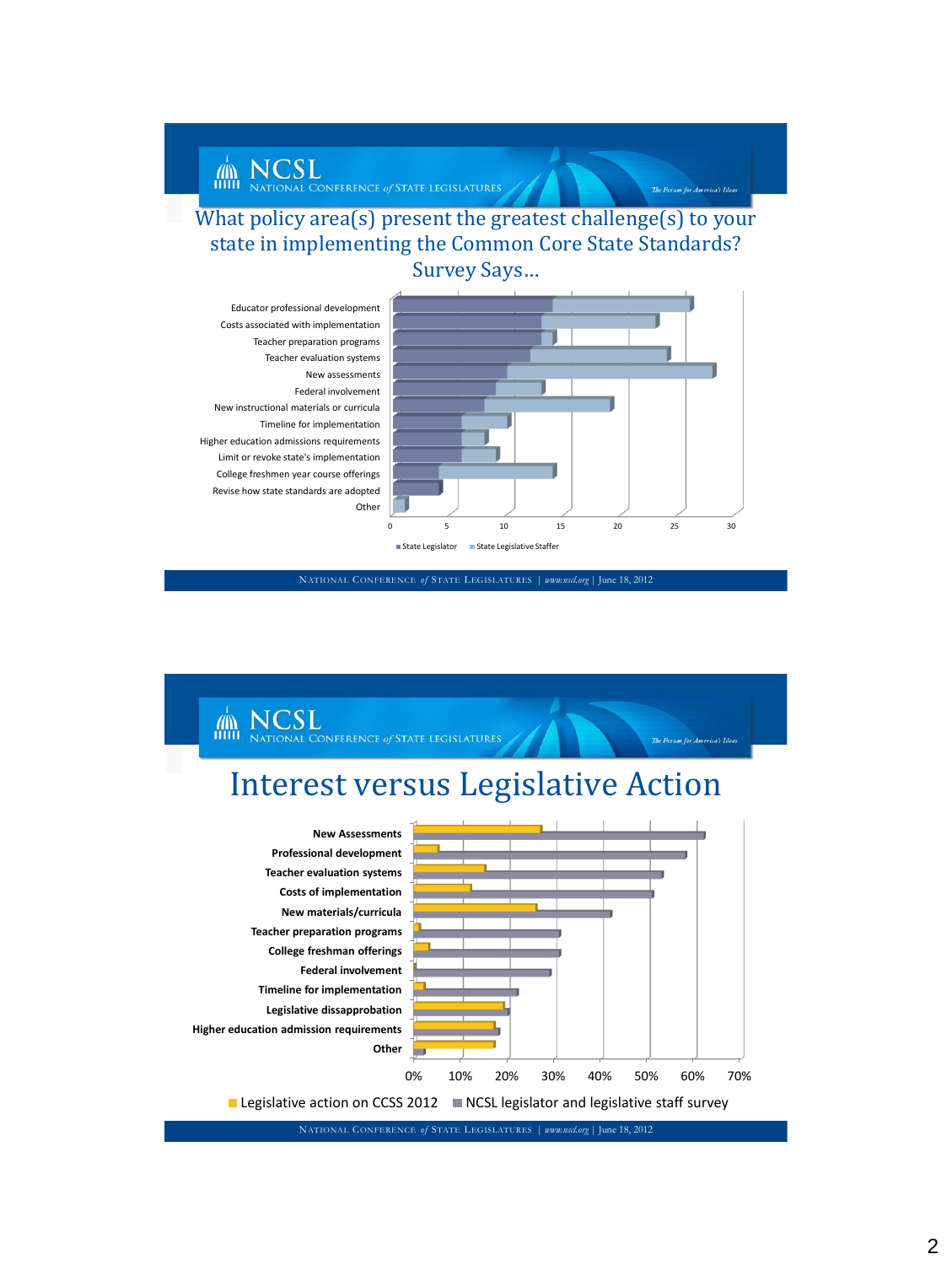## What policy area(s) present the greatest challenge(s) to your state in implementing the Common Core State Standards? Survey Says…

Educator professional development
Costs associated with implementation
Teacher preparation programs
Teacher evaluation systems
New assessments
Federal involvement
New instructional materials or curricula
Timeline for implementation
Higher education admissions requirements
Limit or revoke state's implementation
College freshmen year course offerings
Revise how state standards are adopted
Other

0 5 10 15 20 25 30

State Legislator
State Legislative Staffer

## Interest versus Legislative Action

New Assessments
Professional development
Teacher evaluation systems
Costs of implementation
New materials/curricula
Teacher preparation programs
College freshman offerings
Federal involvement
Timeline for implementation
Legislative dissapprobation
Higher education admission requirements
Other

0% 10% 20% 30% 40% 50% 60% 70%

Legislative action on CCSS 2012
NCSL legislator and legislative staff survey